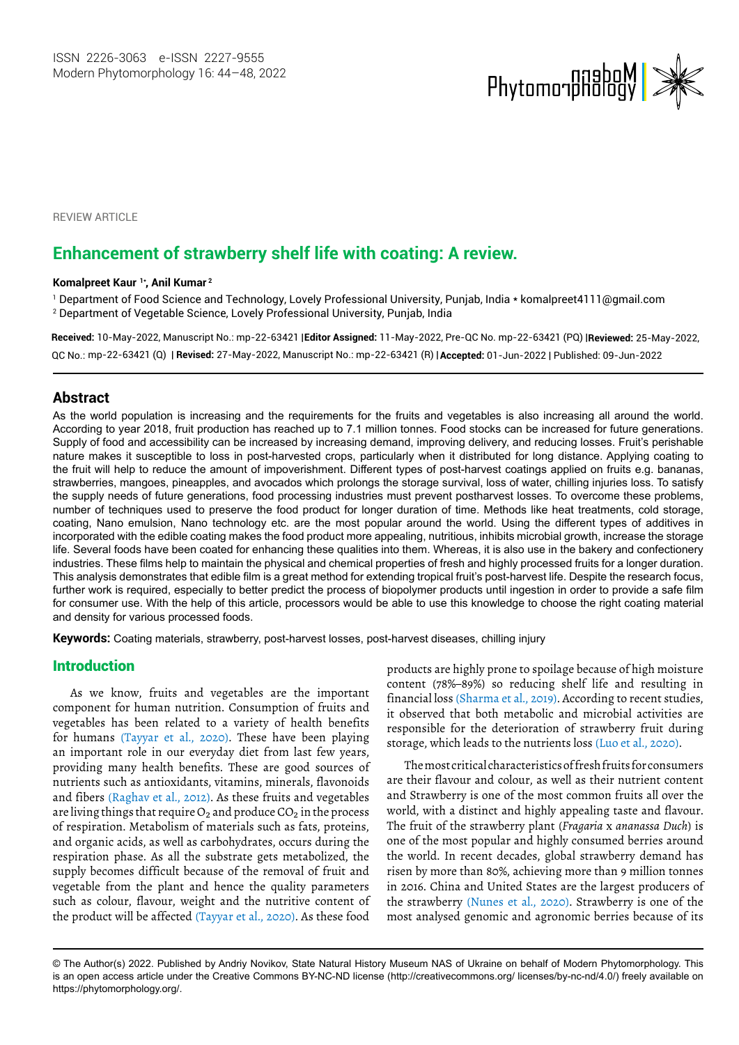REVIEW ARTICLE

# Enhancement of strawberry shelf life with coating: A review.

**Komalpreet Kaur [1*], Anil Kumar [2]**

[1] Department of Food Science and Technology, Lovely Professional University, Punjab, India * komalpreet4111@gmail.com
[2] Department of Vegetable Science, Lovely Professional University, Punjab, India

**Received:** 10-May-2022, Manuscript No.: mp-22-63421 | **Editor Assigned:** 11-May-2022, Pre-QC No. mp-22-63421 (PQ) | **Reviewed:** 25-May-2022, QC No.: mp-22-63421 (Q) | **Revised:** 27-May-2022, Manuscript No.: mp-22-63421 (R) | **Accepted:** 01-Jun-2022 | Published: 09-Jun-2022

## Abstract

As the world population is increasing and the requirements for the fruits and vegetables is also increasing all around the world. According to year 2018, fruit production has reached up to 7.1 million tonnes. Food stocks can be increased for future generations. Supply of food and accessibility can be increased by increasing demand, improving delivery, and reducing losses. Fruit's perishable nature makes it susceptible to loss in post-harvested crops, particularly when it distributed for long distance. Applying coating to the fruit will help to reduce the amount of impoverishment. Different types of post-harvest coatings applied on fruits e.g. bananas, strawberries, mangoes, pineapples, and avocados which prolongs the storage survival, loss of water, chilling injuries loss. To satisfy the supply needs of future generations, food processing industries must prevent postharvest losses. To overcome these problems, number of techniques used to preserve the food product for longer duration of time. Methods like heat treatments, cold storage, coating, Nano emulsion, Nano technology etc. are the most popular around the world. Using the different types of additives in incorporated with the edible coating makes the food product more appealing, nutritious, inhibits microbial growth, increase the storage life. Several foods have been coated for enhancing these qualities into them. Whereas, it is also use in the bakery and confectionery industries. These films help to maintain the physical and chemical properties of fresh and highly processed fruits for a longer duration. This analysis demonstrates that edible film is a great method for extending tropical fruit's post-harvest life. Despite the research focus, further work is required, especially to better predict the process of biopolymer products until ingestion in order to provide a safe film for consumer use. With the help of this article, processors would be able to use this knowledge to choose the right coating material and density for various processed foods.

**Keywords:** Coating materials, strawberry, post-harvest losses, post-harvest diseases, chilling injury

## Introduction

As we know, fruits and vegetables are the important component for human nutrition. Consumption of fruits and vegetables has been related to a variety of health benefits for humans (Tayyar et al., 2020). These have been playing an important role in our everyday diet from last few years, providing many health benefits. These are good sources of nutrients such as antioxidants, vitamins, minerals, flavonoids and fibers (Raghav et al., 2012). As these fruits and vegetables are living things that require $O_2$ and produce $CO_2$ in the process of respiration. Metabolism of materials such as fats, proteins, and organic acids, as well as carbohydrates, occurs during the respiration phase. As all the substrate gets metabolized, the supply becomes difficult because of the removal of fruit and vegetable from the plant and hence the quality parameters such as colour, flavour, weight and the nutritive content of the product will be affected (Tayyar et al., 2020). As these food products are highly prone to spoilage because of high moisture content (78%–89%) so reducing shelf life and resulting in financial loss (Sharma et al., 2019). According to recent studies, it observed that both metabolic and microbial activities are responsible for the deterioration of strawberry fruit during storage, which leads to the nutrients loss (Luo et al., 2020).

The most critical characteristics of fresh fruits for consumers are their flavour and colour, as well as their nutrient content and Strawberry is one of the most common fruits all over the world, with a distinct and highly appealing taste and flavour. The fruit of the strawberry plant (*Fragaria* x *ananassa Duch*) is one of the most popular and highly consumed berries around the world. In recent decades, global strawberry demand has risen by more than 80%, achieving more than 9 million tonnes in 2016. China and United States are the largest producers of the strawberry (Nunes et al., 2020). Strawberry is one of the most analysed genomic and agronomic berries because of its

© The Author(s) 2022. Published by Andriy Novikov, State Natural History Museum NAS of Ukraine on behalf of Modern Phytomorphology. This is an open access article under the Creative Commons BY-NC-ND license (http://creativecommons.org/ licenses/by-nc-nd/4.0/) freely available on https://phytomorphology.org/.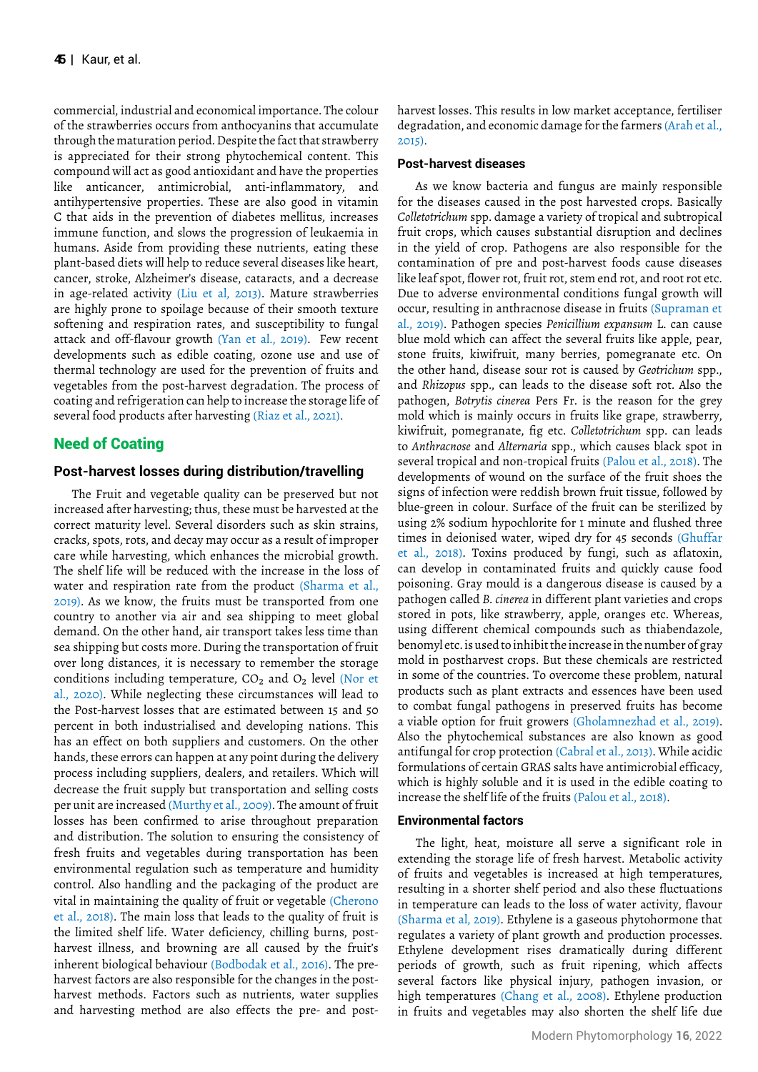commercial, industrial and economical importance. The colour of the strawberries occurs from anthocyanins that accumulate through the maturation period. Despite the fact that strawberry is appreciated for their strong phytochemical content. This compound will act as good antioxidant and have the properties like anticancer, antimicrobial, anti-inflammatory, and antihypertensive properties. These are also good in vitamin C that aids in the prevention of diabetes mellitus, increases immune function, and slows the progression of leukaemia in humans. Aside from providing these nutrients, eating these plant-based diets will help to reduce several diseases like heart, cancer, stroke, Alzheimer's disease, cataracts, and a decrease in age-related activity (Liu et al, 2013). Mature strawberries are highly prone to spoilage because of their smooth texture softening and respiration rates, and susceptibility to fungal attack and off-flavour growth (Yan et al., 2019). Few recent developments such as edible coating, ozone use and use of thermal technology are used for the prevention of fruits and vegetables from the post-harvest degradation. The process of coating and refrigeration can help to increase the storage life of several food products after harvesting (Riaz et al., 2021).

## Need of Coating

### Post-harvest losses during distribution/travelling

The Fruit and vegetable quality can be preserved but not increased after harvesting; thus, these must be harvested at the correct maturity level. Several disorders such as skin strains, cracks, spots, rots, and decay may occur as a result of improper care while harvesting, which enhances the microbial growth. The shelf life will be reduced with the increase in the loss of water and respiration rate from the product (Sharma et al., 2019). As we know, the fruits must be transported from one country to another via air and sea shipping to meet global demand. On the other hand, air transport takes less time than sea shipping but costs more. During the transportation of fruit over long distances, it is necessary to remember the storage conditions including temperature, $CO_2$ and $O_2$ level (Nor et al., 2020). While neglecting these circumstances will lead to the Post-harvest losses that are estimated between 15 and 50 percent in both industrialised and developing nations. This has an effect on both suppliers and customers. On the other hands, these errors can happen at any point during the delivery process including suppliers, dealers, and retailers. Which will decrease the fruit supply but transportation and selling costs per unit are increased (Murthy et al., 2009). The amount of fruit losses has been confirmed to arise throughout preparation and distribution. The solution to ensuring the consistency of fresh fruits and vegetables during transportation has been environmental regulation such as temperature and humidity control. Also handling and the packaging of the product are vital in maintaining the quality of fruit or vegetable (Cherono et al., 2018). The main loss that leads to the quality of fruit is the limited shelf life. Water deficiency, chilling burns, post-harvest illness, and browning are all caused by the fruit's inherent biological behaviour (Bodbodak et al., 2016). The pre-harvest factors are also responsible for the changes in the post-harvest methods. Factors such as nutrients, water supplies and harvesting method are also effects the pre- and post-harvest losses. This results in low market acceptance, fertiliser degradation, and economic damage for the farmers (Arah et al., 2015).

### Post-harvest diseases

As we know bacteria and fungus are mainly responsible for the diseases caused in the post harvested crops. Basically *Colletotrichum* spp. damage a variety of tropical and subtropical fruit crops, which causes substantial disruption and declines in the yield of crop. Pathogens are also responsible for the contamination of pre and post-harvest foods cause diseases like leaf spot, flower rot, fruit rot, stem end rot, and root rot etc. Due to adverse environmental conditions fungal growth will occur, resulting in anthracnose disease in fruits (Supraman et al., 2019). Pathogen species *Penicillium expansum* L. can cause blue mold which can affect the several fruits like apple, pear, stone fruits, kiwifruit, many berries, pomegranate etc. On the other hand, disease sour rot is caused by *Geotrichum* spp., and *Rhizopus* spp., can leads to the disease soft rot. Also the pathogen, *Botrytis cinerea* Pers Fr. is the reason for the grey mold which is mainly occurs in fruits like grape, strawberry, kiwifruit, pomegranate, fig etc. *Colletotrichum* spp. can leads to *Anthracnose* and *Alternaria* spp., which causes black spot in several tropical and non-tropical fruits (Palou et al., 2018). The developments of wound on the surface of the fruit shoes the signs of infection were reddish brown fruit tissue, followed by blue-green in colour. Surface of the fruit can be sterilized by using 2% sodium hypochlorite for 1 minute and flushed three times in deionised water, wiped dry for 45 seconds (Ghuffar et al., 2018). Toxins produced by fungi, such as aflatoxin, can develop in contaminated fruits and quickly cause food poisoning. Gray mould is a dangerous disease is caused by a pathogen called *B. cinerea* in different plant varieties and crops stored in pots, like strawberry, apple, oranges etc. Whereas, using different chemical compounds such as thiabendazole, benomyl etc. is used to inhibit the increase in the number of gray mold in postharvest crops. But these chemicals are restricted in some of the countries. To overcome these problem, natural products such as plant extracts and essences have been used to combat fungal pathogens in preserved fruits has become a viable option for fruit growers (Gholamnezhad et al., 2019). Also the phytochemical substances are also known as good antifungal for crop protection (Cabral et al., 2013). While acidic formulations of certain GRAS salts have antimicrobial efficacy, which is highly soluble and it is used in the edible coating to increase the shelf life of the fruits (Palou et al., 2018).

### Environmental factors

The light, heat, moisture all serve a significant role in extending the storage life of fresh harvest. Metabolic activity of fruits and vegetables is increased at high temperatures, resulting in a shorter shelf period and also these fluctuations in temperature can leads to the loss of water activity, flavour (Sharma et al, 2019). Ethylene is a gaseous phytohormone that regulates a variety of plant growth and production processes. Ethylene development rises dramatically during different periods of growth, such as fruit ripening, which affects several factors like physical injury, pathogen invasion, or high temperatures (Chang et al., 2008). Ethylene production in fruits and vegetables may also shorten the shelf life due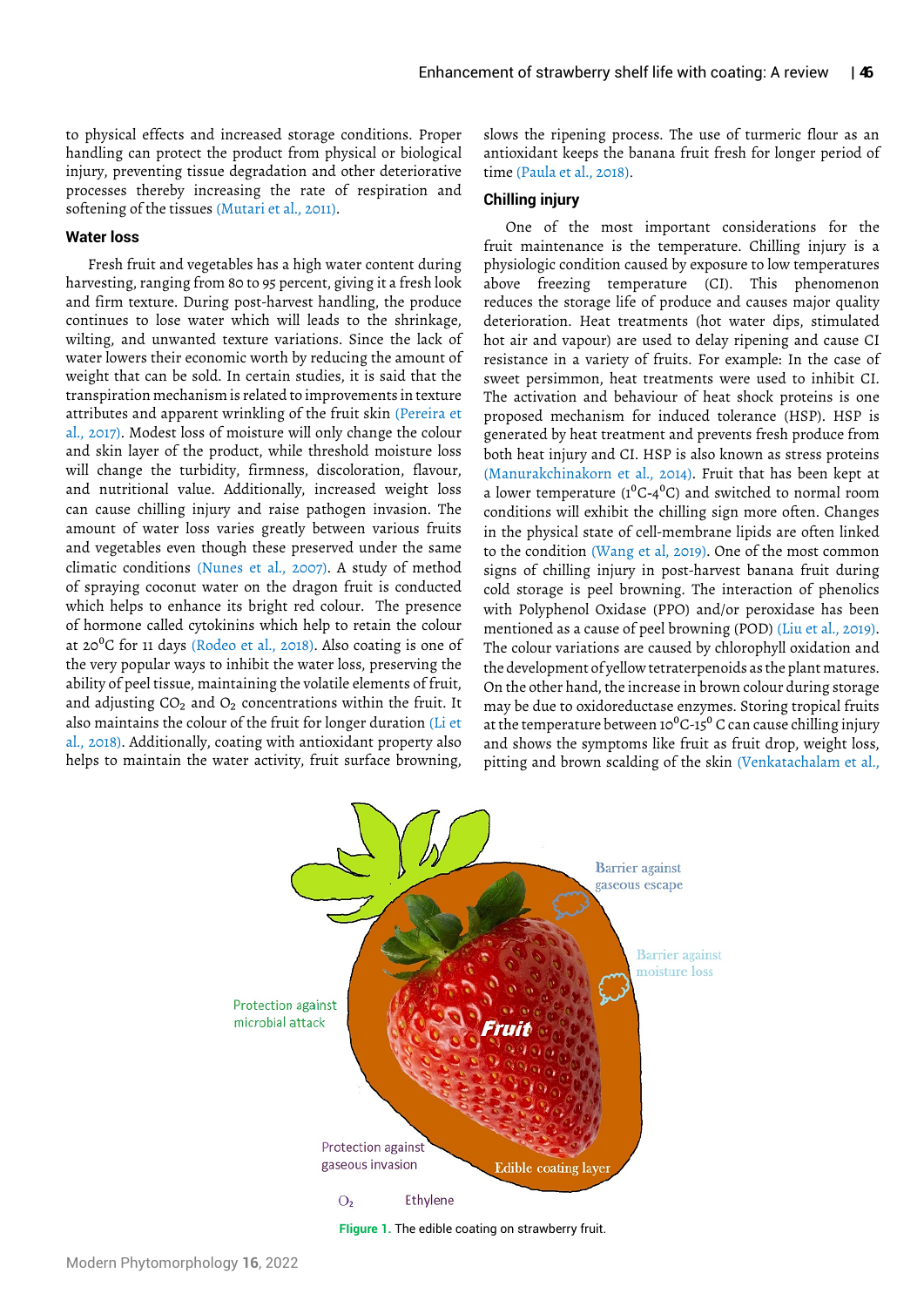to physical effects and increased storage conditions. Proper handling can protect the product from physical or biological injury, preventing tissue degradation and other deteriorative processes thereby increasing the rate of respiration and softening of the tissues (Mutari et al., 2011).

## Water loss

Fresh fruit and vegetables has a high water content during harvesting, ranging from 80 to 95 percent, giving it a fresh look and firm texture. During post-harvest handling, the produce continues to lose water which will leads to the shrinkage, wilting, and unwanted texture variations. Since the lack of water lowers their economic worth by reducing the amount of weight that can be sold. In certain studies, it is said that the transpiration mechanism is related to improvements in texture attributes and apparent wrinkling of the fruit skin (Pereira et al., 2017). Modest loss of moisture will only change the colour and skin layer of the product, while threshold moisture loss will change the turbidity, firmness, discoloration, flavour, and nutritional value. Additionally, increased weight loss can cause chilling injury and raise pathogen invasion. The amount of water loss varies greatly between various fruits and vegetables even though these preserved under the same climatic conditions (Nunes et al., 2007). A study of method of spraying coconut water on the dragon fruit is conducted which helps to enhance its bright red colour. The presence of hormone called cytokinins which help to retain the colour at 20$^0$C for 11 days (Rodeo et al., 2018). Also coating is one of the very popular ways to inhibit the water loss, preserving the ability of peel tissue, maintaining the volatile elements of fruit, and adjusting $CO_2$ and $O_2$ concentrations within the fruit. It also maintains the colour of the fruit for longer duration (Li et al., 2018). Additionally, coating with antioxidant property also helps to maintain the water activity, fruit surface browning, slows the ripening process. The use of turmeric flour as an antioxidant keeps the banana fruit fresh for longer period of time (Paula et al., 2018).

## Chilling injury

One of the most important considerations for the fruit maintenance is the temperature. Chilling injury is a physiologic condition caused by exposure to low temperatures above freezing temperature (CI). This phenomenon reduces the storage life of produce and causes major quality deterioration. Heat treatments (hot water dips, stimulated hot air and vapour) are used to delay ripening and cause CI resistance in a variety of fruits. For example: In the case of sweet persimmon, heat treatments were used to inhibit CI. The activation and behaviour of heat shock proteins is one proposed mechanism for induced tolerance (HSP). HSP is generated by heat treatment and prevents fresh produce from both heat injury and CI. HSP is also known as stress proteins (Manurakchinakorn et al., 2014). Fruit that has been kept at a lower temperature (1$^0$C-4$^0$C) and switched to normal room conditions will exhibit the chilling sign more often. Changes in the physical state of cell-membrane lipids are often linked to the condition (Wang et al, 2019). One of the most common signs of chilling injury in post-harvest banana fruit during cold storage is peel browning. The interaction of phenolics with Polyphenol Oxidase (PPO) and/or peroxidase has been mentioned as a cause of peel browning (POD) (Liu et al., 2019). The colour variations are caused by chlorophyll oxidation and the development of yellow tetraterpenoids as the plant matures. On the other hand, the increase in brown colour during storage may be due to oxidoreductase enzymes. Storing tropical fruits at the temperature between 10$^0$C-15$^0$ C can cause chilling injury and shows the symptoms like fruit as fruit drop, weight loss, pitting and brown scalding of the skin (Venkatachalam et al.,

**Figure 1.** The edible coating on strawberry fruit.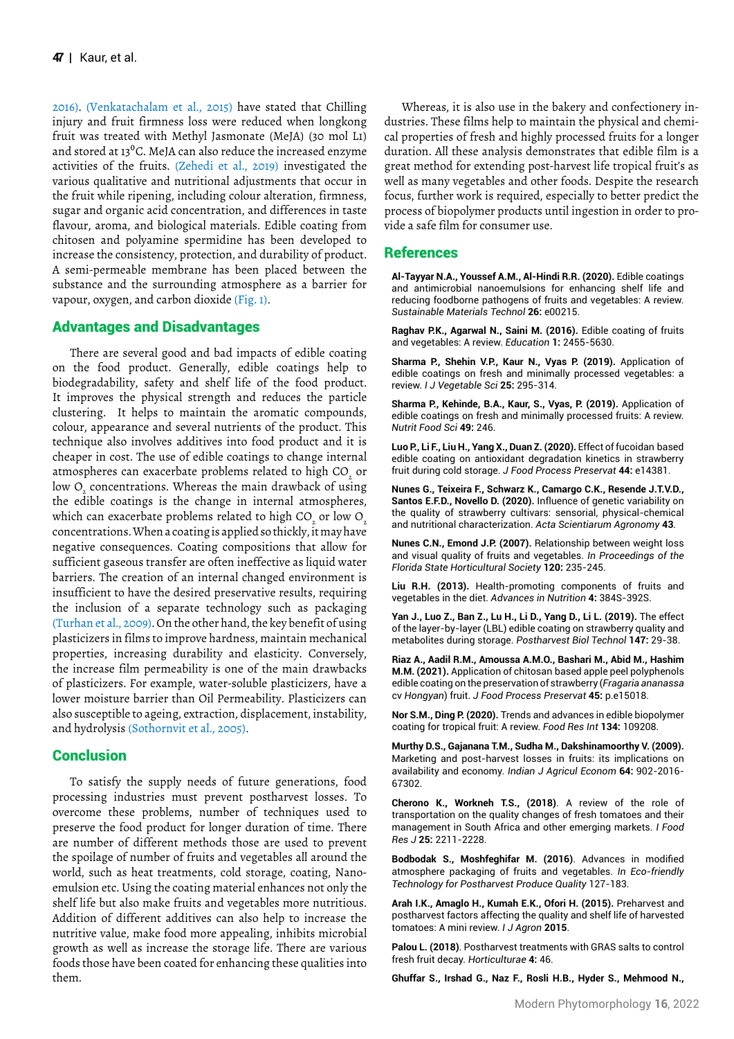2016). (Venkatachalam et al., 2015) have stated that Chilling injury and fruit firmness loss were reduced when longkong fruit was treated with Methyl Jasmonate (MeJA) (30 mol L1) and stored at 13$^0$C. MeJA can also reduce the increased enzyme activities of the fruits. (Zehedi et al., 2019) investigated the various qualitative and nutritional adjustments that occur in the fruit while ripening, including colour alteration, firmness, sugar and organic acid concentration, and differences in taste flavour, aroma, and biological materials. Edible coating from chitosen and polyamine spermidine has been developed to increase the consistency, protection, and durability of product. A semi-permeable membrane has been placed between the substance and the surrounding atmosphere as a barrier for vapour, oxygen, and carbon dioxide (Fig. 1).

## Advantages and Disadvantages

There are several good and bad impacts of edible coating on the food product. Generally, edible coatings help to biodegradability, safety and shelf life of the food product. It improves the physical strength and reduces the particle clustering. It helps to maintain the aromatic compounds, colour, appearance and several nutrients of the product. This technique also involves additives into food product and it is cheaper in cost. The use of edible coatings to change internal atmospheres can exacerbate problems related to high $CO_2$ or low $O_2$ concentrations. Whereas the main drawback of using the edible coatings is the change in internal atmospheres, which can exacerbate problems related to high $CO_2$ or low $O_2$ concentrations. When a coating is applied so thickly, it may have negative consequences. Coating compositions that allow for sufficient gaseous transfer are often ineffective as liquid water barriers. The creation of an internal changed environment is insufficient to have the desired preservative results, requiring the inclusion of a separate technology such as packaging (Turhan et al., 2009). On the other hand, the key benefit of using plasticizers in films to improve hardness, maintain mechanical properties, increasing durability and elasticity. Conversely, the increase film permeability is one of the main drawbacks of plasticizers. For example, water-soluble plasticizers, have a lower moisture barrier than Oil Permeability. Plasticizers can also susceptible to ageing, extraction, displacement, instability, and hydrolysis (Sothornvit et al., 2005).

## Conclusion

To satisfy the supply needs of future generations, food processing industries must prevent postharvest losses. To overcome these problems, number of techniques used to preserve the food product for longer duration of time. There are number of different methods those are used to prevent the spoilage of number of fruits and vegetables all around the world, such as heat treatments, cold storage, coating, Nano-emulsion etc. Using the coating material enhances not only the shelf life but also make fruits and vegetables more nutritious. Addition of different additives can also help to increase the nutritive value, make food more appealing, inhibits microbial growth as well as increase the storage life. There are various foods those have been coated for enhancing these qualities into them.

Whereas, it is also use in the bakery and confectionery industries. These films help to maintain the physical and chemical properties of fresh and highly processed fruits for a longer duration. All these analysis demonstrates that edible film is a great method for extending post-harvest life tropical fruit's as well as many vegetables and other foods. Despite the research focus, further work is required, especially to better predict the process of biopolymer products until ingestion in order to provide a safe film for consumer use.

## References

**Al-Tayyar N.A., Youssef A.M., Al-Hindi R.R. (2020).** Edible coatings and antimicrobial nanoemulsions for enhancing shelf life and reducing foodborne pathogens of fruits and vegetables: A review. *Sustainable Materials Technol* **26:** e00215.

**Raghav P.K., Agarwal N., Saini M. (2016).** Edible coating of fruits and vegetables: A review. *Education* **1:** 2455-5630.

**Sharma P., Shehin V.P., Kaur N., Vyas P. (2019).** Application of edible coatings on fresh and minimally processed vegetables: a review. *I J Vegetable Sci* **25:** 295-314.

**Sharma P., Kehinde, B.A., Kaur, S., Vyas, P. (2019).** Application of edible coatings on fresh and minimally processed fruits: A review. *Nutrit Food Sci* **49:** 246.

**Luo P., Li F., Liu H., Yang X., Duan Z. (2020).** Effect of fucoidan based edible coating on antioxidant degradation kinetics in strawberry fruit during cold storage. *J Food Process Preservat* **44:** e14381.

**Nunes G., Teixeira F., Schwarz K., Camargo C.K., Resende J.T.V.D., Santos E.F.D., Novello D. (2020).** Influence of genetic variability on the quality of strawberry cultivars: sensorial, physical-chemical and nutritional characterization. *Acta Scientiarum Agronomy* **43**.

**Nunes C.N., Emond J.P. (2007).** Relationship between weight loss and visual quality of fruits and vegetables. *In Proceedings of the Florida State Horticultural Society* **120:** 235-245.

**Liu R.H. (2013).** Health-promoting components of fruits and vegetables in the diet. *Advances in Nutrition* **4:** 384S-392S.

**Yan J., Luo Z., Ban Z., Lu H., Li D., Yang D., Li L. (2019).** The effect of the layer-by-layer (LBL) edible coating on strawberry quality and metabolites during storage. *Postharvest Biol Technol* **147:** 29-38.

**Riaz A., Aadil R.M., Amoussa A.M.O., Bashari M., Abid M., Hashim M.M. (2021).** Application of chitosan based apple peel polyphenols edible coating on the preservation of strawberry (*Fragaria ananassa* cv *Hongyan*) fruit. *J Food Process Preservat* **45:** p.e15018.

**Nor S.M., Ding P. (2020).** Trends and advances in edible biopolymer coating for tropical fruit: A review. *Food Res Int* **134:** 109208.

**Murthy D.S., Gajanana T.M., Sudha M., Dakshinamoorthy V. (2009).** Marketing and post-harvest losses in fruits: its implications on availability and economy. *Indian J Agricul Econom* **64:** 902-2016-67302.

**Cherono K., Workneh T.S., (2018)**. A review of the role of transportation on the quality changes of fresh tomatoes and their management in South Africa and other emerging markets. *I Food Res J* **25:** 2211-2228.

**Bodbodak S., Moshfeghifar M. (2016)**. Advances in modified atmosphere packaging of fruits and vegetables. *In Eco-friendly Technology for Postharvest Produce Quality* 127-183.

**Arah I.K., Amaglo H., Kumah E.K., Ofori H. (2015).** Preharvest and postharvest factors affecting the quality and shelf life of harvested tomatoes: A mini review. *I J Agron* **2015**.

**Palou L. (2018)**. Postharvest treatments with GRAS salts to control fresh fruit decay. *Horticulturae* **4:** 46.

**Ghuffar S., Irshad G., Naz F., Rosli H.B., Hyder S., Mehmood N.,**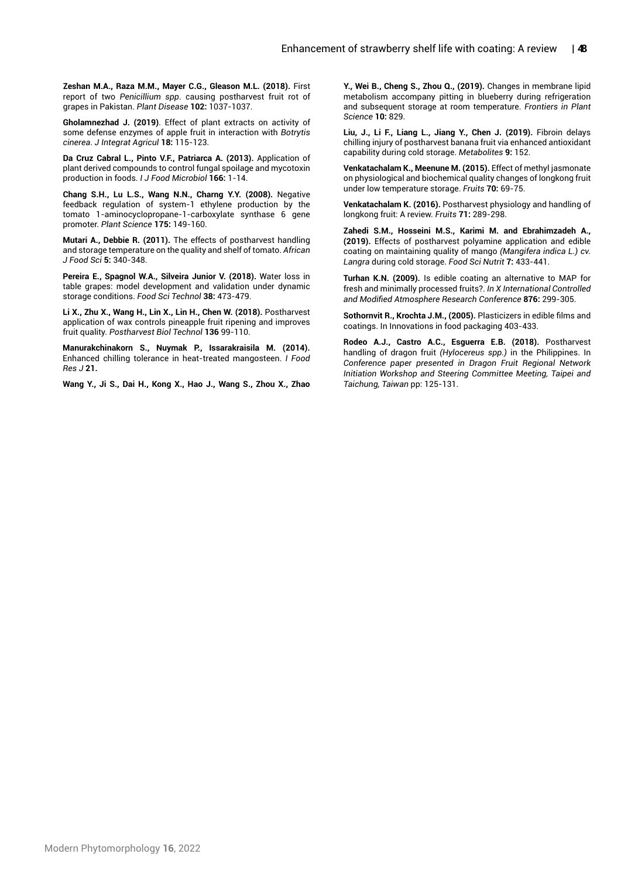**Zeshan M.A., Raza M.M., Mayer C.G., Gleason M.L. (2018).** First report of two *Penicillium spp*. causing postharvest fruit rot of grapes in Pakistan. *Plant Disease* **102:** 1037-1037.

**Gholamnezhad J. (2019)**. Effect of plant extracts on activity of some defense enzymes of apple fruit in interaction with *Botrytis cinerea*. *J Integrat Agricul* **18:** 115-123.

**Da Cruz Cabral L., Pinto V.F., Patriarca A. (2013).** Application of plant derived compounds to control fungal spoilage and mycotoxin production in foods. *I J Food Microbiol* **166:** 1-14.

**Chang S.H., Lu L.S., Wang N.N., Charng Y.Y. (2008).** Negative feedback regulation of system-1 ethylene production by the tomato 1-aminocyclopropane-1-carboxylate synthase 6 gene promoter. *Plant Science* **175:** 149-160.

**Mutari A., Debbie R. (2011).** The effects of postharvest handling and storage temperature on the quality and shelf of tomato. *African J Food Sci* **5:** 340-348.

**Pereira E., Spagnol W.A., Silveira Junior V. (2018).** Water loss in table grapes: model development and validation under dynamic storage conditions. *Food Sci Technol* **38:** 473-479.

**Li X., Zhu X., Wang H., Lin X., Lin H., Chen W. (2018).** Postharvest application of wax controls pineapple fruit ripening and improves fruit quality. *Postharvest Biol Technol* **136** 99-110.

**Manurakchinakorn S., Nuymak P., Issarakraisila M. (2014).** Enhanced chilling tolerance in heat-treated mangosteen. *I Food Res J* **21.**

**Wang Y., Ji S., Dai H., Kong X., Hao J., Wang S., Zhou X., Zhao Y., Wei B., Cheng S., Zhou Q., (2019).** Changes in membrane lipid metabolism accompany pitting in blueberry during refrigeration and subsequent storage at room temperature. *Frontiers in Plant Science* **10:** 829.

**Liu, J., Li F., Liang L., Jiang Y., Chen J. (2019).** Fibroin delays chilling injury of postharvest banana fruit via enhanced antioxidant capability during cold storage. *Metabolites* **9:** 152.

**Venkatachalam K., Meenune M. (2015).** Effect of methyl jasmonate on physiological and biochemical quality changes of longkong fruit under low temperature storage. *Fruits* **70:** 69-75.

**Venkatachalam K. (2016).** Postharvest physiology and handling of longkong fruit: A review. *Fruits* **71:** 289-298.

**Zahedi S.M., Hosseini M.S., Karimi M. and Ebrahimzadeh A., (2019).** Effects of postharvest polyamine application and edible coating on maintaining quality of mango *(Mangifera indica L.) cv. Langra* during cold storage. *Food Sci Nutrit* **7:** 433-441.

**Turhan K.N. (2009).** Is edible coating an alternative to MAP for fresh and minimally processed fruits?. *In X International Controlled and Modified Atmosphere Research Conference* **876:** 299-305.

**Sothornvit R., Krochta J.M., (2005).** Plasticizers in edible films and coatings. In Innovations in food packaging 403-433.

**Rodeo A.J., Castro A.C., Esguerra E.B. (2018).** Postharvest handling of dragon fruit *(Hylocereus spp.)* in the Philippines. In *Conference paper presented in Dragon Fruit Regional Network Initiation Workshop and Steering Committee Meeting, Taipei and Taichung, Taiwan* pp: 125-131.